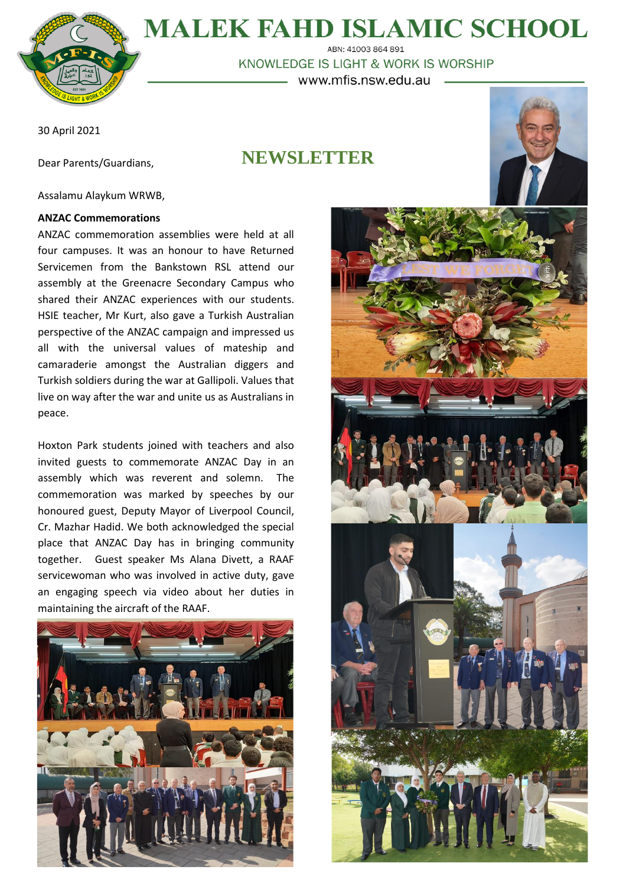# MALEK FAHD ISLAMIC SCHOOL

ABN: 41003 864 891

KNOWLEDGE IS LIGHT & WORK IS WORSHIP

www.mfis.nsw.edu.au

30 April 2021

Dear Parents/Guardians,

## NEWSLETTER

Assalamu Alaykum WRWB,

**ANZAC Commemorations**

ANZAC commemoration assemblies were held at all four campuses. It was an honour to have Returned Servicemen from the Bankstown RSL attend our assembly at the Greenacre Secondary Campus who shared their ANZAC experiences with our students. HSIE teacher, Mr Kurt, also gave a Turkish Australian perspective of the ANZAC campaign and impressed us all with the universal values of mateship and camaraderie amongst the Australian diggers and Turkish soldiers during the war at Gallipoli. Values that live on way after the war and unite us as Australians in peace.

Hoxton Park students joined with teachers and also invited guests to commemorate ANZAC Day in an assembly which was reverent and solemn. The commemoration was marked by speeches by our honoured guest, Deputy Mayor of Liverpool Council, Cr. Mazhar Hadid. We both acknowledged the special place that ANZAC Day has in bringing community together. Guest speaker Ms Alana Divett, a RAAF servicewoman who was involved in active duty, gave an engaging speech via video about her duties in maintaining the aircraft of the RAAF.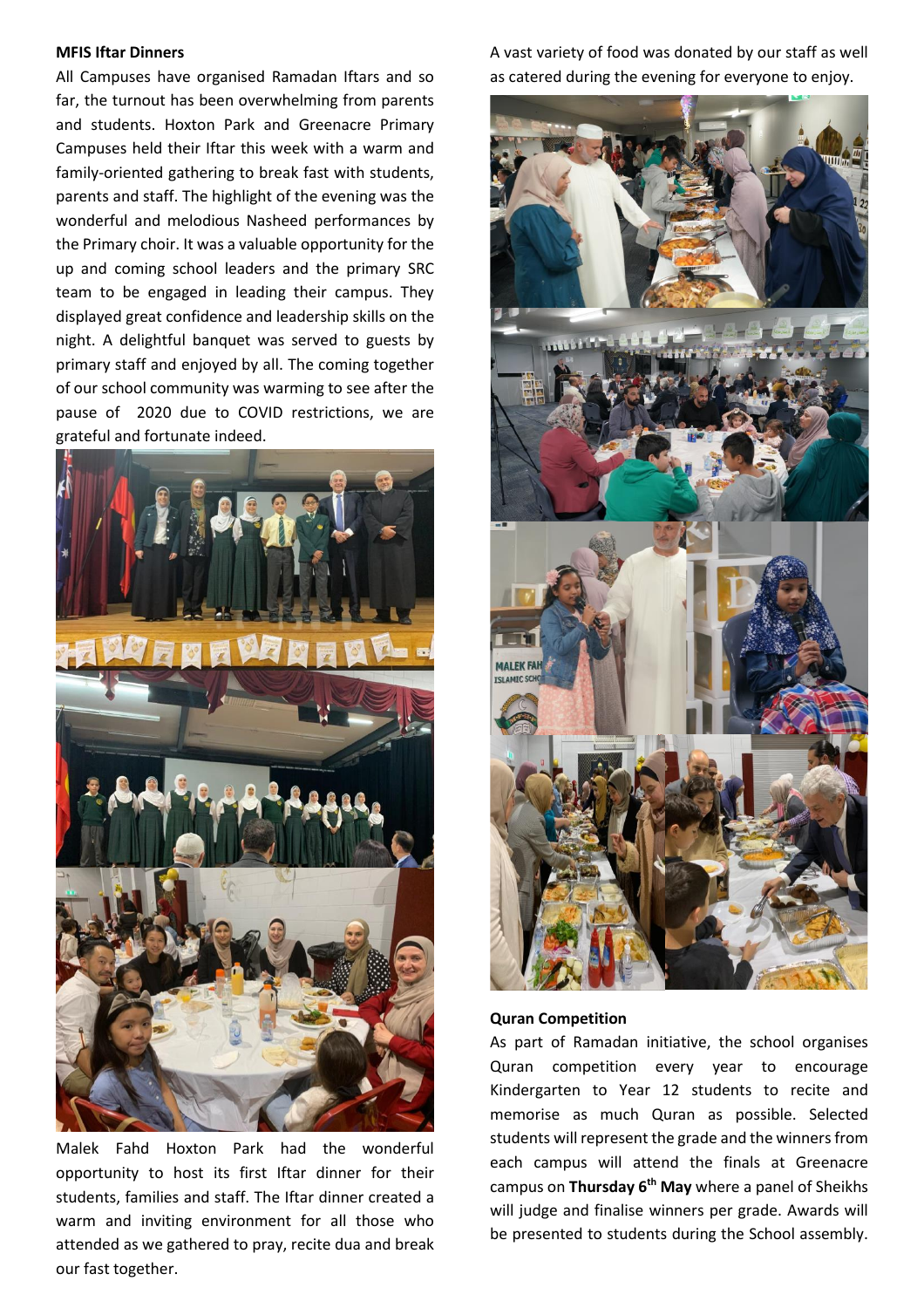**MFIS Iftar Dinners**

All Campuses have organised Ramadan Iftars and so far, the turnout has been overwhelming from parents and students. Hoxton Park and Greenacre Primary Campuses held their Iftar this week with a warm and family-oriented gathering to break fast with students, parents and staff. The highlight of the evening was the wonderful and melodious Nasheed performances by the Primary choir. It was a valuable opportunity for the up and coming school leaders and the primary SRC team to be engaged in leading their campus. They displayed great confidence and leadership skills on the night. A delightful banquet was served to guests by primary staff and enjoyed by all. The coming together of our school community was warming to see after the pause of 2020 due to COVID restrictions, we are grateful and fortunate indeed.

Malek Fahd Hoxton Park had the wonderful opportunity to host its first Iftar dinner for their students, families and staff. The Iftar dinner created a warm and inviting environment for all those who attended as we gathered to pray, recite dua and break our fast together.

A vast variety of food was donated by our staff as well as catered during the evening for everyone to enjoy.

**Quran Competition**

As part of Ramadan initiative, the school organises Quran competition every year to encourage Kindergarten to Year 12 students to recite and memorise as much Quran as possible. Selected students will represent the grade and the winners from each campus will attend the finals at Greenacre campus on **Thursday 6th May** where a panel of Sheikhs will judge and finalise winners per grade. Awards will be presented to students during the School assembly.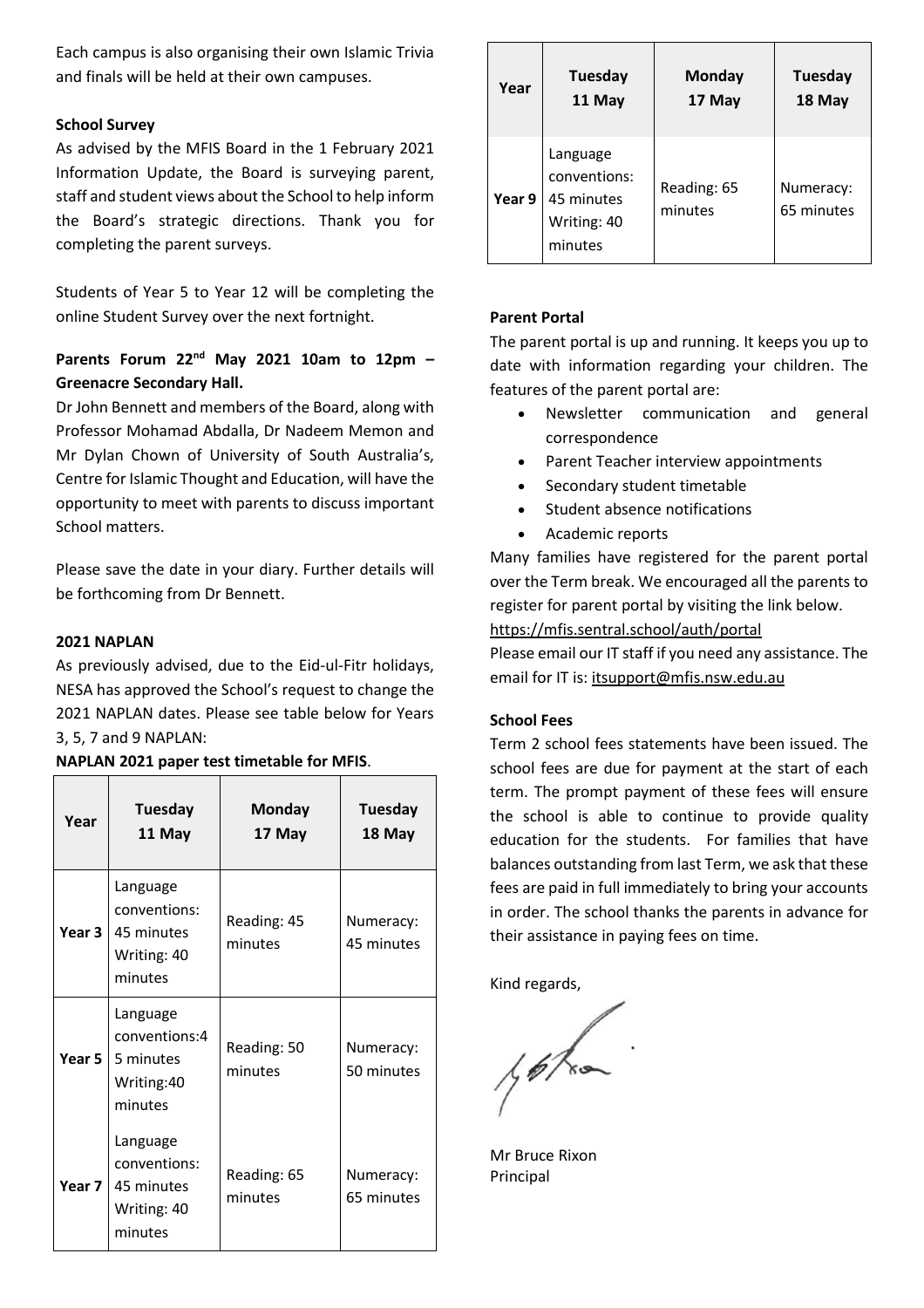Each campus is also organising their own Islamic Trivia and finals will be held at their own campuses.

**School Survey**

As advised by the MFIS Board in the 1 February 2021 Information Update, the Board is surveying parent, staff and student views about the School to help inform the Board's strategic directions. Thank you for completing the parent surveys.

Students of Year 5 to Year 12 will be completing the online Student Survey over the next fortnight.

**Parents Forum 22nd May 2021 10am to 12pm – Greenacre Secondary Hall.**

Dr John Bennett and members of the Board, along with Professor Mohamad Abdalla, Dr Nadeem Memon and Mr Dylan Chown of University of South Australia's, Centre for Islamic Thought and Education, will have the opportunity to meet with parents to discuss important School matters.

Please save the date in your diary. Further details will be forthcoming from Dr Bennett.

**2021 NAPLAN**

As previously advised, due to the Eid-ul-Fitr holidays, NESA has approved the School's request to change the 2021 NAPLAN dates. Please see table below for Years 3, 5, 7 and 9 NAPLAN:

**NAPLAN 2021 paper test timetable for MFIS**.

| Year | Tuesday 11 May | Monday 17 May | Tuesday 18 May |
|---|---|---|---|
| Year 3 | Language conventions: 45 minutes Writing: 40 minutes | Reading: 45 minutes | Numeracy: 45 minutes |
| Year 5 | Language conventions:45 minutes Writing:40 minutes | Reading: 50 minutes | Numeracy: 50 minutes |
| Year 7 | Language conventions: 45 minutes Writing: 40 minutes | Reading: 65 minutes | Numeracy: 65 minutes |
| Year 9 | Language conventions: 45 minutes Writing: 40 minutes | Reading: 65 minutes | Numeracy: 65 minutes |

**Parent Portal**

The parent portal is up and running. It keeps you up to date with information regarding your children. The features of the parent portal are:

- Newsletter communication and general correspondence
- Parent Teacher interview appointments
- Secondary student timetable
- Student absence notifications
- Academic reports

Many families have registered for the parent portal over the Term break. We encouraged all the parents to register for parent portal by visiting the link below.
https://mfis.sentral.school/auth/portal

Please email our IT staff if you need any assistance. The email for IT is: itsupport@mfis.nsw.edu.au

**School Fees**

Term 2 school fees statements have been issued. The school fees are due for payment at the start of each term. The prompt payment of these fees will ensure the school is able to continue to provide quality education for the students. For families that have balances outstanding from last Term, we ask that these fees are paid in full immediately to bring your accounts in order. The school thanks the parents in advance for their assistance in paying fees on time.

Kind regards,

Mr Bruce Rixon
Principal